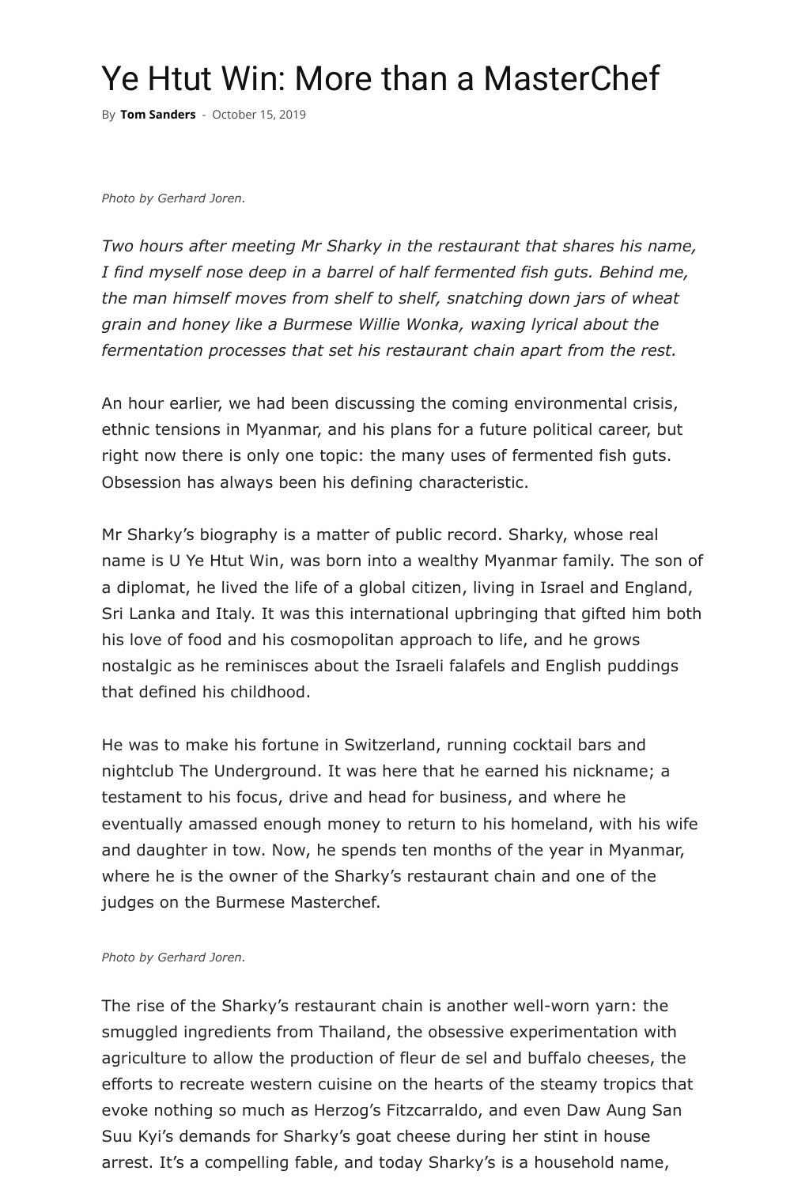# Ye Htut Win: More than a MasterChef

By **Tom Sanders** - October 15, 2019

*Photo by Gerhard Joren.*

*Two hours after meeting Mr Sharky in the restaurant that shares his name, I find myself nose deep in a barrel of half fermented fish guts. Behind me, the man himself moves from shelf to shelf, snatching down jars of wheat grain and honey like a Burmese Willie Wonka, waxing lyrical about the fermentation processes that set his restaurant chain apart from the rest.*

An hour earlier, we had been discussing the coming environmental crisis, ethnic tensions in Myanmar, and his plans for a future political career, but right now there is only one topic: the many uses of fermented fish guts. Obsession has always been his defining characteristic.

Mr Sharky's biography is a matter of public record. Sharky, whose real name is U Ye Htut Win, was born into a wealthy Myanmar family. The son of a diplomat, he lived the life of a global citizen, living in Israel and England, Sri Lanka and Italy. It was this international upbringing that gifted him both his love of food and his cosmopolitan approach to life, and he grows nostalgic as he reminisces about the Israeli falafels and English puddings that defined his childhood.

He was to make his fortune in Switzerland, running cocktail bars and nightclub The Underground. It was here that he earned his nickname; a testament to his focus, drive and head for business, and where he eventually amassed enough money to return to his homeland, with his wife and daughter in tow. Now, he spends ten months of the year in Myanmar, where he is the owner of the Sharky's restaurant chain and one of the judges on the Burmese Masterchef.

*Photo by Gerhard Joren.*

The rise of the Sharky's restaurant chain is another well-worn yarn: the smuggled ingredients from Thailand, the obsessive experimentation with agriculture to allow the production of fleur de sel and buffalo cheeses, the efforts to recreate western cuisine on the hearts of the steamy tropics that evoke nothing so much as Herzog's Fitzcarraldo, and even Daw Aung San Suu Kyi's demands for Sharky's goat cheese during her stint in house arrest. It's a compelling fable, and today Sharky's is a household name,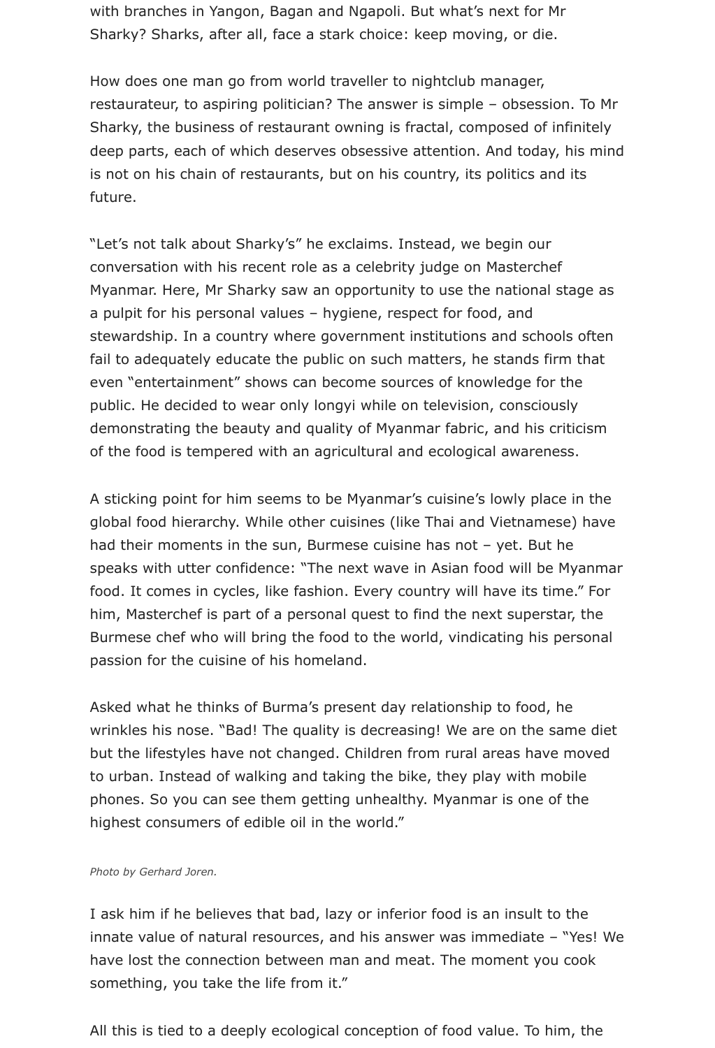with branches in Yangon, Bagan and Ngapoli. But what's next for Mr Sharky? Sharks, after all, face a stark choice: keep moving, or die.

How does one man go from world traveller to nightclub manager, restaurateur, to aspiring politician? The answer is simple – obsession. To Mr Sharky, the business of restaurant owning is fractal, composed of infinitely deep parts, each of which deserves obsessive attention. And today, his mind is not on his chain of restaurants, but on his country, its politics and its future.

"Let's not talk about Sharky's" he exclaims. Instead, we begin our conversation with his recent role as a celebrity judge on Masterchef Myanmar. Here, Mr Sharky saw an opportunity to use the national stage as a pulpit for his personal values – hygiene, respect for food, and stewardship. In a country where government institutions and schools often fail to adequately educate the public on such matters, he stands firm that even "entertainment" shows can become sources of knowledge for the public. He decided to wear only longyi while on television, consciously demonstrating the beauty and quality of Myanmar fabric, and his criticism of the food is tempered with an agricultural and ecological awareness.

A sticking point for him seems to be Myanmar's cuisine's lowly place in the global food hierarchy. While other cuisines (like Thai and Vietnamese) have had their moments in the sun, Burmese cuisine has not – yet. But he speaks with utter confidence: "The next wave in Asian food will be Myanmar food. It comes in cycles, like fashion. Every country will have its time." For him, Masterchef is part of a personal quest to find the next superstar, the Burmese chef who will bring the food to the world, vindicating his personal passion for the cuisine of his homeland.

Asked what he thinks of Burma's present day relationship to food, he wrinkles his nose. "Bad! The quality is decreasing! We are on the same diet but the lifestyles have not changed. Children from rural areas have moved to urban. Instead of walking and taking the bike, they play with mobile phones. So you can see them getting unhealthy. Myanmar is one of the highest consumers of edible oil in the world."

*Photo by Gerhard Joren.*

I ask him if he believes that bad, lazy or inferior food is an insult to the innate value of natural resources, and his answer was immediate – "Yes! We have lost the connection between man and meat. The moment you cook something, you take the life from it."

All this is tied to a deeply ecological conception of food value. To him, the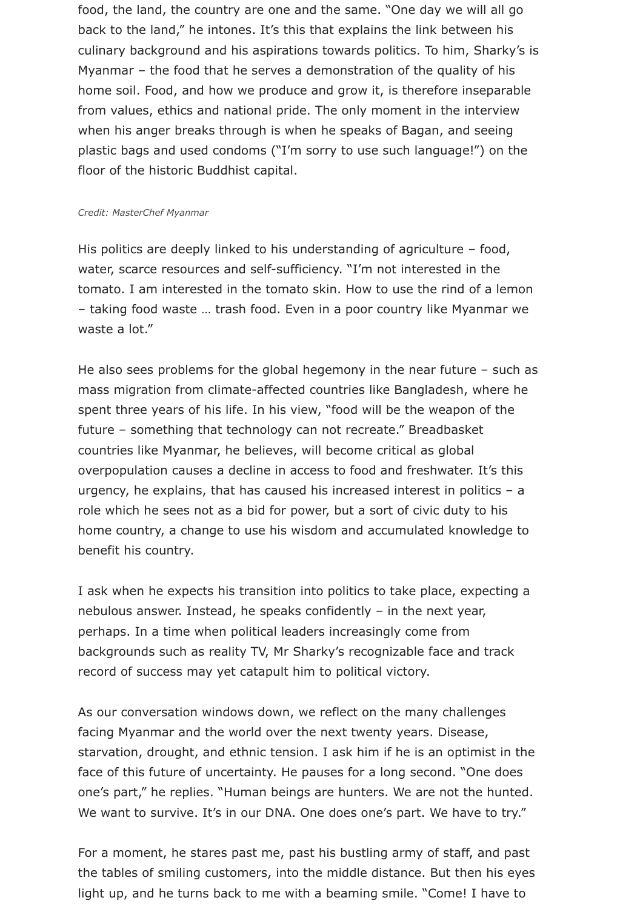food, the land, the country are one and the same. "One day we will all go back to the land," he intones. It's this that explains the link between his culinary background and his aspirations towards politics. To him, Sharky's is Myanmar – the food that he serves a demonstration of the quality of his home soil. Food, and how we produce and grow it, is therefore inseparable from values, ethics and national pride. The only moment in the interview when his anger breaks through is when he speaks of Bagan, and seeing plastic bags and used condoms ("I'm sorry to use such language!") on the floor of the historic Buddhist capital.

*Credit: MasterChef Myanmar*

His politics are deeply linked to his understanding of agriculture – food, water, scarce resources and self-sufficiency. "I'm not interested in the tomato. I am interested in the tomato skin. How to use the rind of a lemon – taking food waste … trash food. Even in a poor country like Myanmar we waste a lot."

He also sees problems for the global hegemony in the near future – such as mass migration from climate-affected countries like Bangladesh, where he spent three years of his life. In his view, "food will be the weapon of the future – something that technology can not recreate." Breadbasket countries like Myanmar, he believes, will become critical as global overpopulation causes a decline in access to food and freshwater. It's this urgency, he explains, that has caused his increased interest in politics – a role which he sees not as a bid for power, but a sort of civic duty to his home country, a change to use his wisdom and accumulated knowledge to benefit his country.

I ask when he expects his transition into politics to take place, expecting a nebulous answer. Instead, he speaks confidently – in the next year, perhaps. In a time when political leaders increasingly come from backgrounds such as reality TV, Mr Sharky's recognizable face and track record of success may yet catapult him to political victory.

As our conversation windows down, we reflect on the many challenges facing Myanmar and the world over the next twenty years. Disease, starvation, drought, and ethnic tension. I ask him if he is an optimist in the face of this future of uncertainty. He pauses for a long second. "One does one's part," he replies. "Human beings are hunters. We are not the hunted. We want to survive. It's in our DNA. One does one's part. We have to try."

For a moment, he stares past me, past his bustling army of staff, and past the tables of smiling customers, into the middle distance. But then his eyes light up, and he turns back to me with a beaming smile. "Come! I have to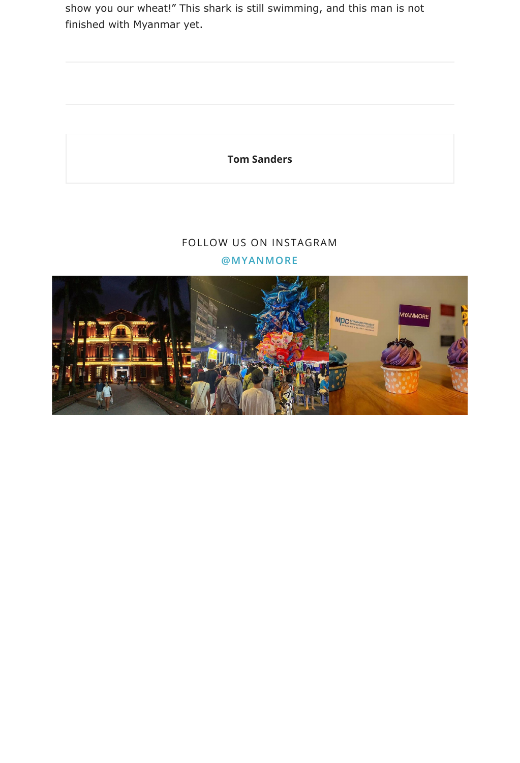show you our wheat!" This shark is still swimming, and this man is not finished with Myanmar yet.

---

**Tom Sanders**

FOLLOW US ON INSTAGRAM

@MYANMORE